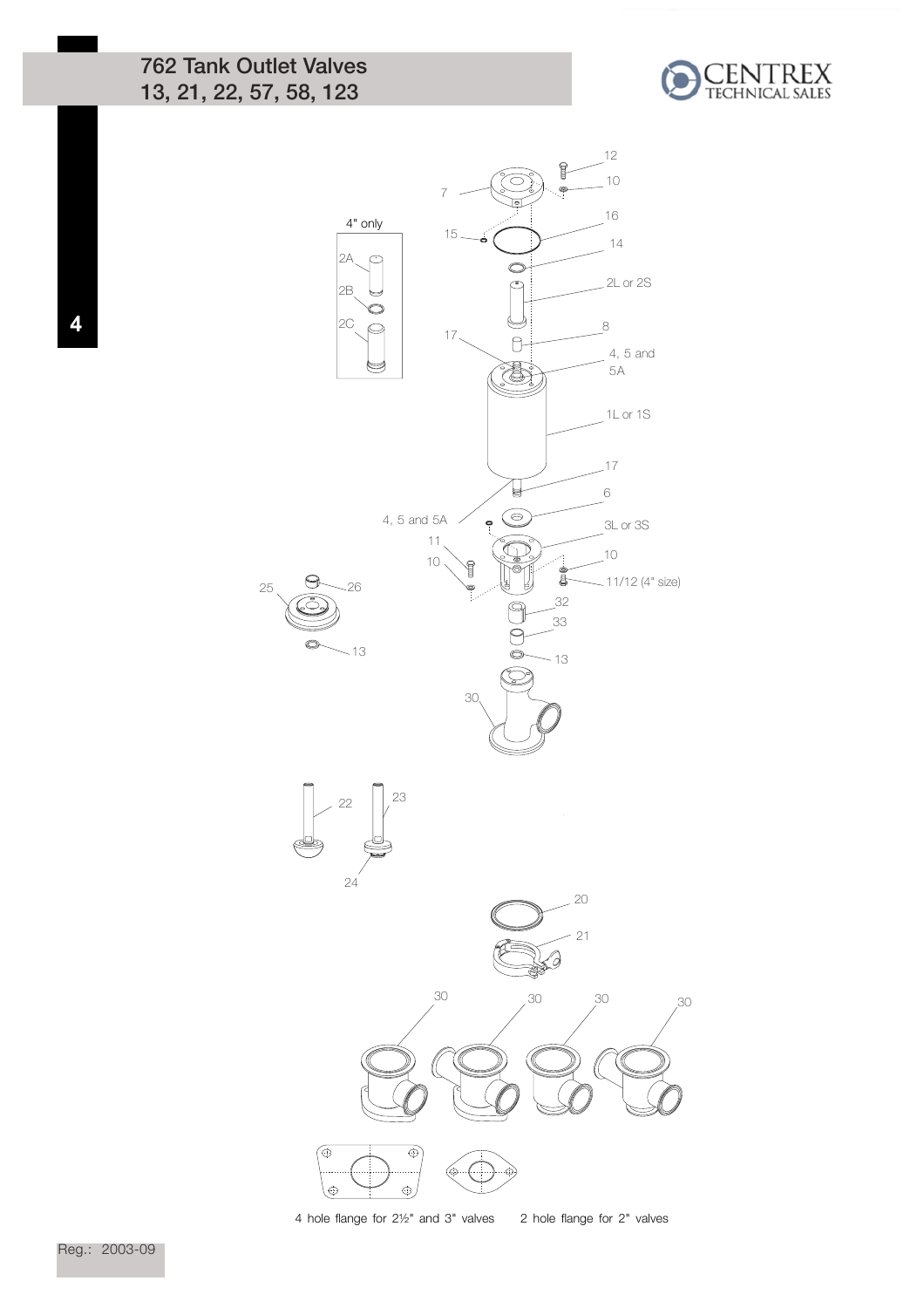# 762 Tank Outlet Valves
## 13, 21, 22, 57, 58, 123

4" only

2A

2B

2C

12

10

7

16

15

14

2L or 2S

17

8

4, 5 and 5A

1L or 1S

17

6

4, 5 and 5A

3L or 3S

11

10

10

11/12 (4" size)

25

26

32

33

13

13

30

22

23

24

20

21

30

30

30

30

4 hole flange for 2½" and 3" valves

2 hole flange for 2" valves

Reg.: 2003-09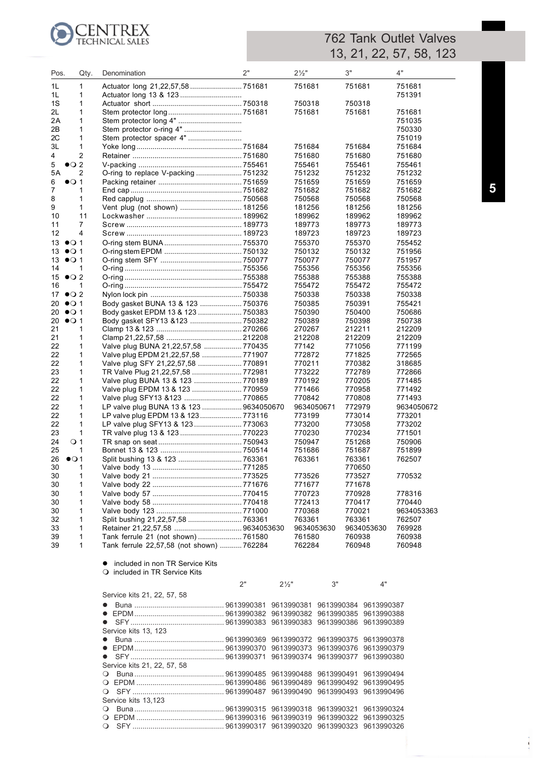# 762 Tank Outlet Valves 13, 21, 22, 57, 58, 123

| Pos. | Qty. | Denomination | 2" | 2½" | 3" | 4" |
|---|---|---|---|---|---|---|
| 1L | 1 | Actuator long 21,22,57,58 | 751681 | 751681 | 751681 | 751681 |
| 1L | 1 | Actuator long 13 & 123 | | | | 751391 |
| 1S | 1 | Actuator short | 750318 | 750318 | 750318 | |
| 2L | 1 | Stem protector long | 751681 | 751681 | 751681 | 751681 |
| 2A | 1 | Stem protector long 4" | | | | 751035 |
| 2B | 1 | Stem protector o-ring 4" | | | | 750330 |
| 2C | 1 | Stem protector spacer 4" | | | | 751019 |
| 3L | 1 | Yoke long | 751684 | 751684 | 751684 | 751684 |
| 4 | 2 | Retainer | 751680 | 751680 | 751680 | 751680 |
| 5 | ●❍ 2 | V-packing | 755461 | 755461 | 755461 | 755461 |
| 5A | 2 | O-ring to replace V-packing | 751232 | 751232 | 751232 | 751232 |
| 6 | ●❍ 1 | Packing retainer | 751659 | 751659 | 751659 | 751659 |
| 7 | 1 | End cap | 751682 | 751682 | 751682 | 751682 |
| 8 | 1 | Red capplug | 750568 | 750568 | 750568 | 750568 |
| 9 | 1 | Vent plug (not shown) | 181256 | 181256 | 181256 | 181256 |
| 10 | 11 | Lockwasher | 189962 | 189962 | 189962 | 189962 |
| 11 | 7 | Screw | 189773 | 189773 | 189773 | 189773 |
| 12 | 4 | Screw | 189723 | 189723 | 189723 | 189723 |
| 13 | ●❍ 1 | O-ring stem BUNA | 755370 | 755370 | 755370 | 755452 |
| 13 | ●❍ 1 | O-ring stem EPDM | 750132 | 750132 | 750132 | 751956 |
| 13 | ●❍ 1 | O-ring stem SFY | 750077 | 750077 | 750077 | 751957 |
| 14 | 1 | O-ring | 755356 | 755356 | 755356 | 755356 |
| 15 | ●❍ 2 | O-ring | 755388 | 755388 | 755388 | 755388 |
| 16 | 1 | O-ring | 755472 | 755472 | 755472 | 755472 |
| 17 | ●❍ 2 | Nylon lock pin | 750338 | 750338 | 750338 | 750338 |
| 20 | ●❍ 1 | Body gasket BUNA 13 & 123 | 750376 | 750385 | 750391 | 755421 |
| 20 | ●❍ 1 | Body gasket EPDM 13 & 123 | 750383 | 750390 | 750400 | 750686 |
| 20 | ●❍ 1 | Body gasket SFY13 &123 | 750382 | 750389 | 750398 | 750738 |
| 21 | 1 | Clamp 13 & 123 | 270266 | 270267 | 212211 | 212209 |
| 21 | 1 | Clamp 21,22,57,58 | 212208 | 212208 | 212209 | 212209 |
| 22 | 1 | Valve plug BUNA 21,22,57,58 | 770435 | 77142 | 771056 | 771199 |
| 22 | 1 | Valve plug EPDM 21,22,57,58 | 771907 | 772872 | 771825 | 772565 |
| 22 | 1 | Valve plug SFY 21,22,57,58 | 770891 | 770211 | 770382 | 318685 |
| 23 | 1 | TR Valve Plug 21,22,57,58 | 772981 | 773222 | 772789 | 772866 |
| 22 | 1 | Valve plug BUNA 13 & 123 | 770189 | 770192 | 770205 | 771485 |
| 22 | 1 | Valve plug EPDM 13 & 123 | 770959 | 771466 | 770958 | 771492 |
| 22 | 1 | Valve plug SFY13 &123 | 770865 | 770842 | 770808 | 771493 |
| 22 | 1 | LP valve plug BUNA 13 & 123 | 9634050670 | 9634050671 | 772979 | 9634050672 |
| 22 | 1 | LP valve plug EPDM 13 & 123 | 773116 | 773199 | 773014 | 773201 |
| 22 | 1 | LP valve plug SFY13 & 123 | 773063 | 773200 | 773058 | 773202 |
| 23 | 1 | TR valve plug 13 & 123 | 770223 | 770230 | 770234 | 771501 |
| 24 | ❍ 1 | TR snap on seat | 750943 | 750947 | 751268 | 750906 |
| 25 | 1 | Bonnet 13 & 123 | 750514 | 751686 | 751687 | 751899 |
| 26 | ●❍ 1 | Split bushing 13 & 123 | 763361 | 763361 | 763361 | 762507 |
| 30 | 1 | Valve body 13 | 771285 | | 770650 | |
| 30 | 1 | Valve body 21 | 773525 | 773526 | 773527 | 770532 |
| 30 | 1 | Valve body 22 | 771676 | 771677 | 771678 | |
| 30 | 1 | Valve body 57 | 770415 | 770723 | 770928 | 778316 |
| 30 | 1 | Valve body 58 | 770418 | 772413 | 770417 | 770440 |
| 30 | 1 | Valve body 123 | 771000 | 770368 | 770021 | 9634053363 |
| 32 | 1 | Split bushing 21,22,57,58 | 763361 | 763361 | 763361 | 762507 |
| 33 | 1 | Retainer 21,22,57,58 | 9634053630 | 9634053630 | 9634053630 | 769928 |
| 39 | 1 | Tank ferrule 21 (not shown) | 761580 | 761580 | 760938 | 760938 |
| 39 | 1 | Tank ferrule 22,57,58 (not shown) | 762284 | 762284 | 760948 | 760948 |

● included in non TR Service Kits
❍ included in TR Service Kits

| | 2" | 2½" | 3" | 4" |
|---|---|---|---|---|
| **Service kits 21, 22, 57, 58** | | | | |
| ● Buna | 9613990381 | 9613990381 | 9613990384 | 9613990387 |
| ● EPDM | 9613990382 | 9613990382 | 9613990385 | 9613990388 |
| ● SFY | 9613990383 | 9613990383 | 9613990386 | 9613990389 |
| **Service kits 13, 123** | | | | |
| ● Buna | 9613990369 | 9613990372 | 9613990375 | 9613990378 |
| ● EPDM | 9613990370 | 9613990373 | 9613990376 | 9613990379 |
| ● SFY | 9613990371 | 9613990374 | 9613990377 | 9613990380 |
| **Service kits 21, 22, 57, 58** | | | | |
| ❍ Buna | 9613990485 | 9613990488 | 9613990491 | 9613990494 |
| ❍ EPDM | 9613990486 | 9613990489 | 9613990492 | 9613990495 |
| ❍ SFY | 9613990487 | 9613990490 | 9613990493 | 9613990496 |
| **Service kits 13,123** | | | | |
| ❍ Buna | 9613990315 | 9613990318 | 9613990321 | 9613990324 |
| ❍ EPDM | 9613990316 | 9613990319 | 9613990322 | 9613990325 |
| ❍ SFY | 9613990317 | 9613990320 | 9613990323 | 9613990326 |